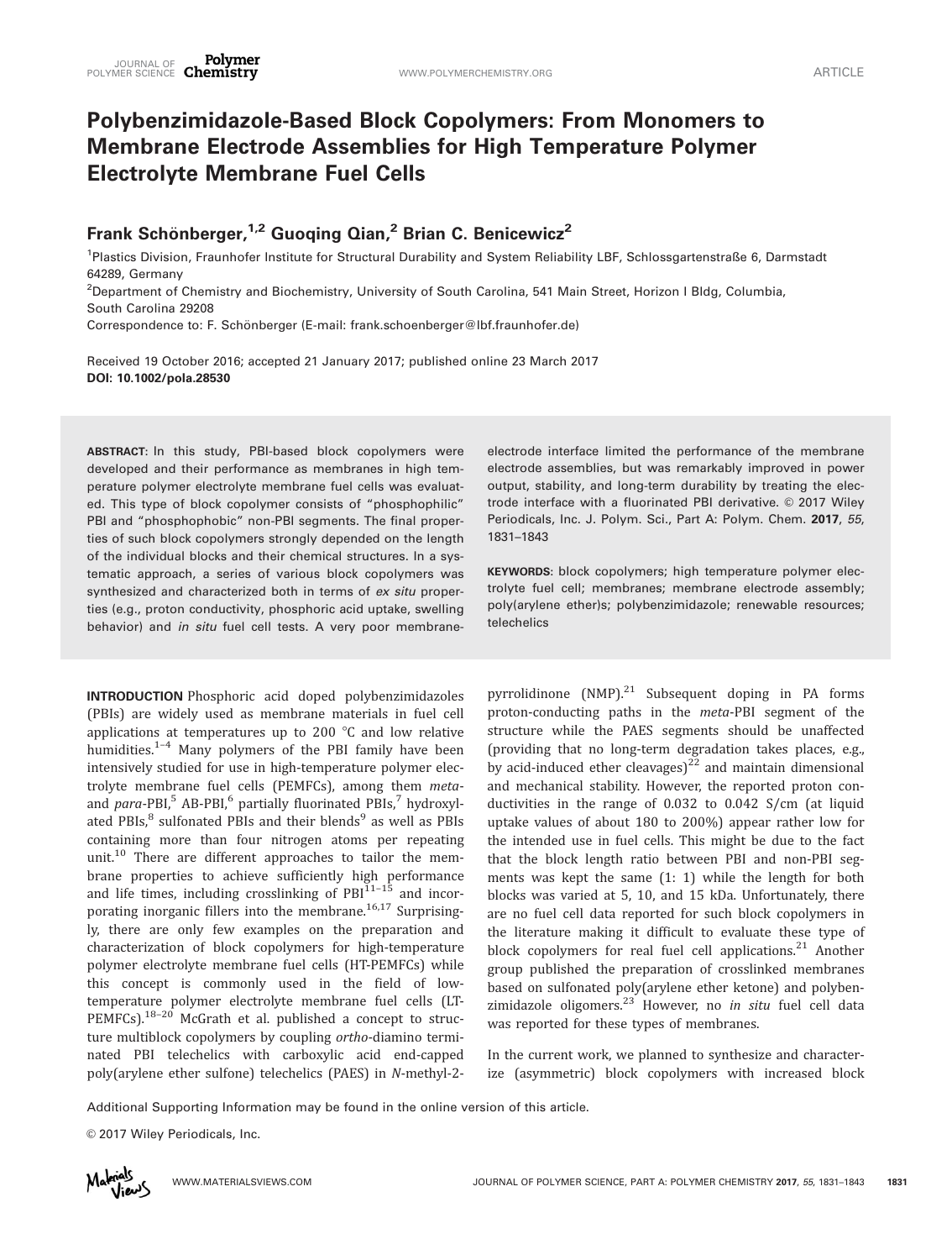# Polybenzimidazole-Based Block Copolymers: From Monomers to Membrane Electrode Assemblies for High Temperature Polymer Electrolyte Membrane Fuel Cells

Frank Schönberger,[1,2] Guoqing Qian,[2] Brian C. Benicewicz[2]

[1]Plastics Division, Fraunhofer Institute for Structural Durability and System Reliability LBF, Schlossgartenstraße 6, Darmstadt 64289, Germany

[2]Department of Chemistry and Biochemistry, University of South Carolina, 541 Main Street, Horizon I Bldg, Columbia, South Carolina 29208

Correspondence to: F. Schönberger (E-mail: frank.schoenberger@lbf.fraunhofer.de)

Received 19 October 2016; accepted 21 January 2017; published online 23 March 2017

**DOI: 10.1002/pola.28530**

**ABSTRACT**: In this study, PBI-based block copolymers were developed and their performance as membranes in high temperature polymer electrolyte membrane fuel cells was evaluated. This type of block copolymer consists of "phosphophilic" PBI and "phosphophobic" non-PBI segments. The final properties of such block copolymers strongly depended on the length of the individual blocks and their chemical structures. In a systematic approach, a series of various block copolymers was synthesized and characterized both in terms of *ex situ* properties (e.g., proton conductivity, phosphoric acid uptake, swelling behavior) and *in situ* fuel cell tests. A very poor membrane-electrode interface limited the performance of the membrane electrode assemblies, but was remarkably improved in power output, stability, and long-term durability by treating the electrode interface with a fluorinated PBI derivative. © 2017 Wiley Periodicals, Inc. J. Polym. Sci., Part A: Polym. Chem. **2017**, *55*, 1831–1843

**KEYWORDS**: block copolymers; high temperature polymer electrolyte fuel cell; membranes; membrane electrode assembly; poly(arylene ether)s; polybenzimidazole; renewable resources; telechelics

**INTRODUCTION** Phosphoric acid doped polybenzimidazoles (PBIs) are widely used as membrane materials in fuel cell applications at temperatures up to 200 °C and low relative humidities.[1–4] Many polymers of the PBI family have been intensively studied for use in high-temperature polymer electrolyte membrane fuel cells (PEMFCs), among them *meta*- and *para*-PBI,[5] AB-PBI,[6] partially fluorinated PBIs,[7] hydroxylated PBIs,[8] sulfonated PBIs and their blends[9] as well as PBIs containing more than four nitrogen atoms per repeating unit.[10] There are different approaches to tailor the membrane properties to achieve sufficiently high performance and life times, including crosslinking of PBI[11–15] and incorporating inorganic fillers into the membrane.[16,17] Surprisingly, there are only few examples on the preparation and characterization of block copolymers for high-temperature polymer electrolyte membrane fuel cells (HT-PEMFCs) while this concept is commonly used in the field of low-temperature polymer electrolyte membrane fuel cells (LT-PEMFCs).[18–20] McGrath et al. published a concept to structure multiblock copolymers by coupling *ortho*-diamino terminated PBI telechelics with carboxylic acid end-capped poly(arylene ether sulfone) telechelics (PAES) in *N*-methyl-2-pyrrolidinone (NMP).[21] Subsequent doping in PA forms proton-conducting paths in the *meta*-PBI segment of the structure while the PAES segments should be unaffected (providing that no long-term degradation takes places, e.g., by acid-induced ether cleavages)[22] and maintain dimensional and mechanical stability. However, the reported proton conductivities in the range of 0.032 to 0.042 S/cm (at liquid uptake values of about 180 to 200%) appear rather low for the intended use in fuel cells. This might be due to the fact that the block length ratio between PBI and non-PBI segments was kept the same (1: 1) while the length for both blocks was varied at 5, 10, and 15 kDa. Unfortunately, there are no fuel cell data reported for such block copolymers in the literature making it difficult to evaluate these type of block copolymers for real fuel cell applications.[21] Another group published the preparation of crosslinked membranes based on sulfonated poly(arylene ether ketone) and polybenzimidazole oligomers.[23] However, no *in situ* fuel cell data was reported for these types of membranes.

In the current work, we planned to synthesize and characterize (asymmetric) block copolymers with increased block

Additional Supporting Information may be found in the online version of this article.

© 2017 Wiley Periodicals, Inc.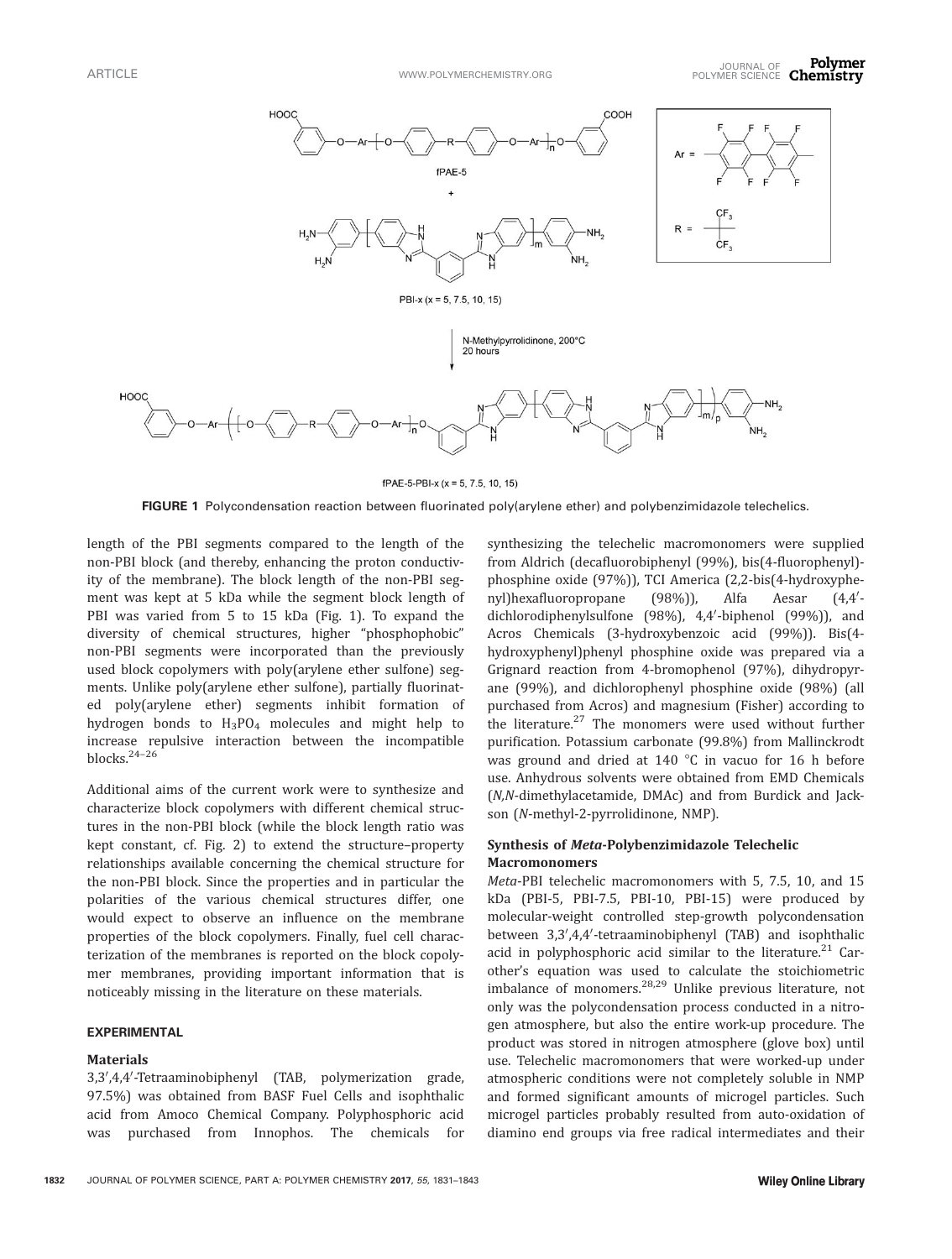**FIGURE 1** Polycondensation reaction between fluorinated poly(arylene ether) and polybenzimidazole telechelics.

length of the PBI segments compared to the length of the non-PBI block (and thereby, enhancing the proton conductivity of the membrane). The block length of the non-PBI segment was kept at 5 kDa while the segment block length of PBI was varied from 5 to 15 kDa (Fig. 1). To expand the diversity of chemical structures, higher "phosphophobic" non-PBI segments were incorporated than the previously used block copolymers with poly(arylene ether sulfone) segments. Unlike poly(arylene ether sulfone), partially fluorinated poly(arylene ether) segments inhibit formation of hydrogen bonds to $H_3PO_4$ molecules and might help to increase repulsive interaction between the incompatible blocks.[24–26]

Additional aims of the current work were to synthesize and characterize block copolymers with different chemical structures in the non-PBI block (while the block length ratio was kept constant, cf. Fig. 2) to extend the structure–property relationships available concerning the chemical structure for the non-PBI block. Since the properties and in particular the polarities of the various chemical structures differ, one would expect to observe an influence on the membrane properties of the block copolymers. Finally, fuel cell characterization of the membranes is reported on the block copolymer membranes, providing important information that is noticeably missing in the literature on these materials.

## EXPERIMENTAL

### Materials

3,3′,4,4′-Tetraaminobiphenyl (TAB, polymerization grade, 97.5%) was obtained from BASF Fuel Cells and isophthalic acid from Amoco Chemical Company. Polyphosphoric acid was purchased from Innophos. The chemicals for synthesizing the telechelic macromonomers were supplied from Aldrich (decafluorobiphenyl (99%), bis(4-fluorophenyl)-phosphine oxide (97%)), TCI America (2,2-bis(4-hydroxyphenyl)hexafluoropropane (98%)), Alfa Aesar (4,4′-dichlorodiphenylsulfone (98%), 4,4′-biphenol (99%)), and Acros Chemicals (3-hydroxybenzoic acid (99%)). Bis(4-hydroxyphenyl)phenyl phosphine oxide was prepared via a Grignard reaction from 4-bromophenol (97%), dihydropyrane (99%), and dichlorophenyl phosphine oxide (98%) (all purchased from Acros) and magnesium (Fisher) according to the literature.[27] The monomers were used without further purification. Potassium carbonate (99.8%) from Mallinckrodt was ground and dried at 140 °C in vacuo for 16 h before use. Anhydrous solvents were obtained from EMD Chemicals (*N,N*-dimethylacetamide, DMAc) and from Burdick and Jackson (*N*-methyl-2-pyrrolidinone, NMP).

### Synthesis of *Meta*-Polybenzimidazole Telechelic Macromonomers

*Meta*-PBI telechelic macromonomers with 5, 7.5, 10, and 15 kDa (PBI-5, PBI-7.5, PBI-10, PBI-15) were produced by molecular-weight controlled step-growth polycondensation between 3,3′,4,4′-tetraaminobiphenyl (TAB) and isophthalic acid in polyphosphoric acid similar to the literature.[21] Carother's equation was used to calculate the stoichiometric imbalance of monomers.[28,29] Unlike previous literature, not only was the polycondensation process conducted in a nitrogen atmosphere, but also the entire work-up procedure. The product was stored in nitrogen atmosphere (glove box) until use. Telechelic macromonomers that were worked-up under atmospheric conditions were not completely soluble in NMP and formed significant amounts of microgel particles. Such microgel particles probably resulted from auto-oxidation of diamino end groups via free radical intermediates and their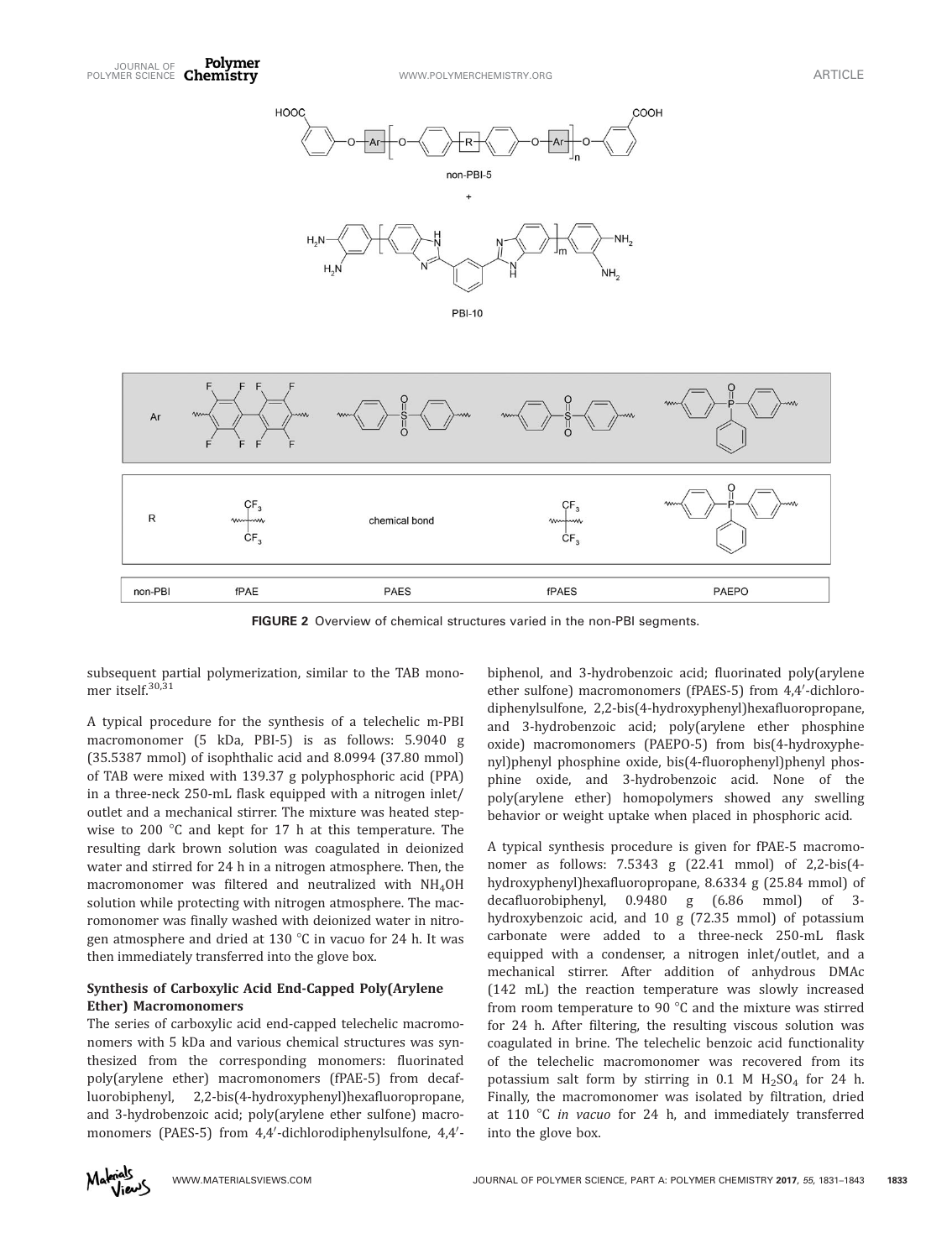FIGURE 2 Overview of chemical structures varied in the non-PBI segments.

subsequent partial polymerization, similar to the TAB monomer itself.[30,31]

A typical procedure for the synthesis of a telechelic m-PBI macromonomer (5 kDa, PBI-5) is as follows: 5.9040 g (35.5387 mmol) of isophthalic acid and 8.0994 (37.80 mmol) of TAB were mixed with 139.37 g polyphosphoric acid (PPA) in a three-neck 250-mL flask equipped with a nitrogen inlet/outlet and a mechanical stirrer. The mixture was heated stepwise to 200 °C and kept for 17 h at this temperature. The resulting dark brown solution was coagulated in deionized water and stirred for 24 h in a nitrogen atmosphere. Then, the macromonomer was filtered and neutralized with $NH_4OH$ solution while protecting with nitrogen atmosphere. The macromonomer was finally washed with deionized water in nitrogen atmosphere and dried at 130 °C in vacuo for 24 h. It was then immediately transferred into the glove box.

### Synthesis of Carboxylic Acid End-Capped Poly(Arylene Ether) Macromonomers

The series of carboxylic acid end-capped telechelic macromonomers with 5 kDa and various chemical structures was synthesized from the corresponding monomers: fluorinated poly(arylene ether) macromonomers (fPAE-5) from decafluorobiphenyl, 2,2-bis(4-hydroxyphenyl)hexafluoropropane, and 3-hydrobenzoic acid; poly(arylene ether sulfone) macromonomers (PAES-5) from 4,4′-dichlorodiphenylsulfone, 4,4′-biphenol, and 3-hydrobenzoic acid; fluorinated poly(arylene ether sulfone) macromonomers (fPAES-5) from 4,4′-dichlorodiphenylsulfone, 2,2-bis(4-hydroxyphenyl)hexafluoropropane, and 3-hydrobenzoic acid; poly(arylene ether phosphine oxide) macromonomers (PAEPO-5) from bis(4-hydroxyphenyl)phenyl phosphine oxide, bis(4-fluorophenyl)phenyl phosphine oxide, and 3-hydrobenzoic acid. None of the poly(arylene ether) homopolymers showed any swelling behavior or weight uptake when placed in phosphoric acid.

A typical synthesis procedure is given for fPAE-5 macromonomer as follows: 7.5343 g (22.41 mmol) of 2,2-bis(4-hydroxyphenyl)hexafluoropropane, 8.6334 g (25.84 mmol) of decafluorobiphenyl, 0.9480 g (6.86 mmol) of 3-hydroxybenzoic acid, and 10 g (72.35 mmol) of potassium carbonate were added to a three-neck 250-mL flask equipped with a condenser, a nitrogen inlet/outlet, and a mechanical stirrer. After addition of anhydrous DMAc (142 mL) the reaction temperature was slowly increased from room temperature to 90 °C and the mixture was stirred for 24 h. After filtering, the resulting viscous solution was coagulated in brine. The telechelic benzoic acid functionality of the telechelic macromonomer was recovered from its potassium salt form by stirring in 0.1 M $H_2SO_4$ for 24 h. Finally, the macromonomer was isolated by filtration, dried at 110 °C *in vacuo* for 24 h, and immediately transferred into the glove box.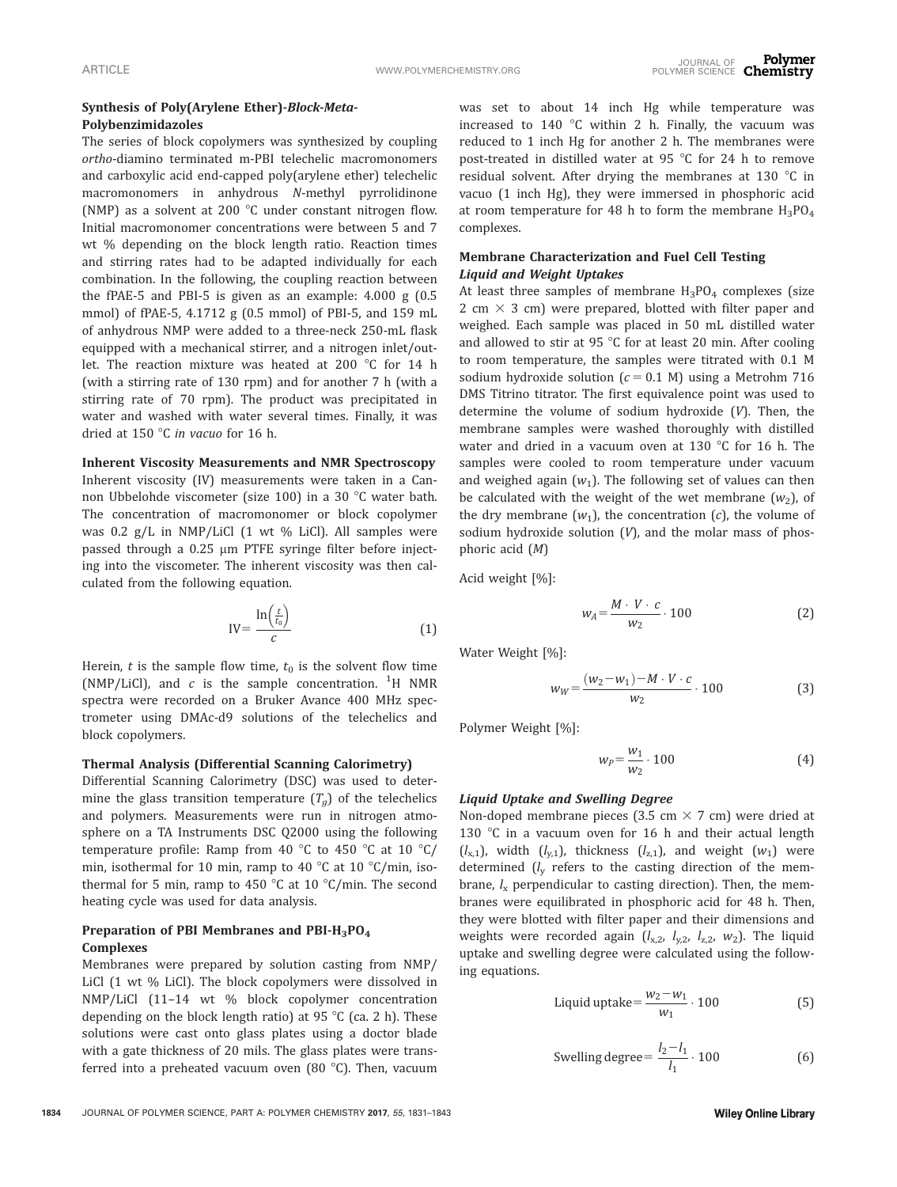### Synthesis of Poly(Arylene Ether)-*Block-Meta*-Polybenzimidazoles

The series of block copolymers was synthesized by coupling *ortho*-diamino terminated m-PBI telechelic macromonomers and carboxylic acid end-capped poly(arylene ether) telechelic macromonomers in anhydrous *N*-methyl pyrrolidinone (NMP) as a solvent at 200 °C under constant nitrogen flow. Initial macromonomer concentrations were between 5 and 7 wt % depending on the block length ratio. Reaction times and stirring rates had to be adapted individually for each combination. In the following, the coupling reaction between the fPAE-5 and PBI-5 is given as an example: 4.000 g (0.5 mmol) of fPAE-5, 4.1712 g (0.5 mmol) of PBI-5, and 159 mL of anhydrous NMP were added to a three-neck 250-mL flask equipped with a mechanical stirrer, and a nitrogen inlet/outlet. The reaction mixture was heated at 200 °C for 14 h (with a stirring rate of 130 rpm) and for another 7 h (with a stirring rate of 70 rpm). The product was precipitated in water and washed with water several times. Finally, it was dried at 150 °C *in vacuo* for 16 h.

### Inherent Viscosity Measurements and NMR Spectroscopy

Inherent viscosity (IV) measurements were taken in a Cannon Ubbelohde viscometer (size 100) in a 30 °C water bath. The concentration of macromonomer or block copolymer was 0.2 g/L in NMP/LiCl (1 wt % LiCl). All samples were passed through a 0.25 μm PTFE syringe filter before injecting into the viscometer. The inherent viscosity was then calculated from the following equation.

$$\text{IV} = \frac{\ln\left(\frac{t}{t_0}\right)}{c} \tag{1}$$

Herein, $t$ is the sample flow time, $t_0$ is the solvent flow time (NMP/LiCl), and $c$ is the sample concentration. $^1$H NMR spectra were recorded on a Bruker Avance 400 MHz spectrometer using DMAc-d9 solutions of the telechelics and block copolymers.

### Thermal Analysis (Differential Scanning Calorimetry)

Differential Scanning Calorimetry (DSC) was used to determine the glass transition temperature ($T_g$) of the telechelics and polymers. Measurements were run in nitrogen atmosphere on a TA Instruments DSC Q2000 using the following temperature profile: Ramp from 40 °C to 450 °C at 10 °C/min, isothermal for 10 min, ramp to 40 °C at 10 °C/min, isothermal for 5 min, ramp to 450 °C at 10 °C/min. The second heating cycle was used for data analysis.

### Preparation of PBI Membranes and PBI-$H_3PO_4$ Complexes

Membranes were prepared by solution casting from NMP/LiCl (1 wt % LiCl). The block copolymers were dissolved in NMP/LiCl (11–14 wt % block copolymer concentration depending on the block length ratio) at 95 °C (ca. 2 h). These solutions were cast onto glass plates using a doctor blade with a gate thickness of 20 mils. The glass plates were transferred into a preheated vacuum oven (80 °C). Then, vacuum was set to about 14 inch Hg while temperature was increased to 140 °C within 2 h. Finally, the vacuum was reduced to 1 inch Hg for another 2 h. The membranes were post-treated in distilled water at 95 °C for 24 h to remove residual solvent. After drying the membranes at 130 °C in vacuo (1 inch Hg), they were immersed in phosphoric acid at room temperature for 48 h to form the membrane $H_3PO_4$ complexes.

### Membrane Characterization and Fuel Cell Testing

#### *Liquid and Weight Uptakes*

At least three samples of membrane $H_3PO_4$ complexes (size 2 cm × 3 cm) were prepared, blotted with filter paper and weighed. Each sample was placed in 50 mL distilled water and allowed to stir at 95 °C for at least 20 min. After cooling to room temperature, the samples were titrated with 0.1 M sodium hydroxide solution ($c = 0.1$ M) using a Metrohm 716 DMS Titrino titrator. The first equivalence point was used to determine the volume of sodium hydroxide ($V$). Then, the membrane samples were washed thoroughly with distilled water and dried in a vacuum oven at 130 °C for 16 h. The samples were cooled to room temperature under vacuum and weighed again ($w_1$). The following set of values can then be calculated with the weight of the wet membrane ($w_2$), of the dry membrane ($w_1$), the concentration ($c$), the volume of sodium hydroxide solution ($V$), and the molar mass of phosphoric acid ($M$)

Acid weight [%]:

$$w_A = \frac{M \cdot V \cdot c}{w_2} \cdot 100 \tag{2}$$

Water Weight [%]:

$$w_W = \frac{(w_2 - w_1) - M \cdot V \cdot c}{w_2} \cdot 100 \tag{3}$$

Polymer Weight [%]:

$$w_P = \frac{w_1}{w_2} \cdot 100 \tag{4}$$

#### *Liquid Uptake and Swelling Degree*

Non-doped membrane pieces (3.5 cm × 7 cm) were dried at 130 °C in a vacuum oven for 16 h and their actual length ($l_{x,1}$), width ($l_{y,1}$), thickness ($l_{z,1}$), and weight ($w_1$) were determined ($l_y$ refers to the casting direction of the membrane, $l_x$ perpendicular to casting direction). Then, the membranes were equilibrated in phosphoric acid for 48 h. Then, they were blotted with filter paper and their dimensions and weights were recorded again ($l_{x,2}$, $l_{y,2}$, $l_{z,2}$, $w_2$). The liquid uptake and swelling degree were calculated using the following equations.

$$\text{Liquid uptake} = \frac{w_2 - w_1}{w_1} \cdot 100 \tag{5}$$

$$\text{Swelling degree} = \frac{l_2 - l_1}{l_1} \cdot 100 \tag{6}$$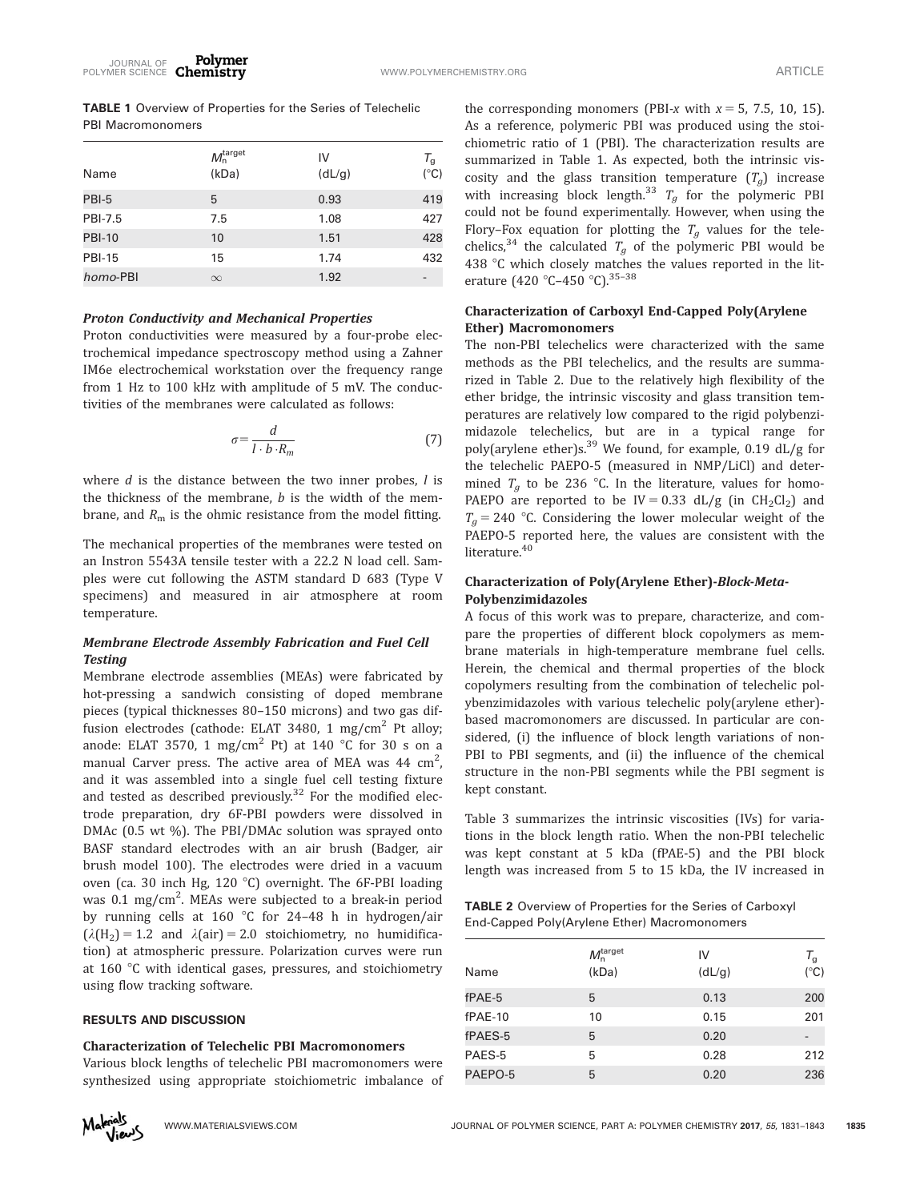**TABLE 1** Overview of Properties for the Series of Telechelic PBI Macromonomers

| Name | $M_n^{target}$ (kDa) | IV (dL/g) | $T_g$ (°C) |
|---|---|---|---|
| PBI-5 | 5 | 0.93 | 419 |
| PBI-7.5 | 7.5 | 1.08 | 427 |
| PBI-10 | 10 | 1.51 | 428 |
| PBI-15 | 15 | 1.74 | 432 |
| *homo*-PBI | $\infty$ | 1.92 | - |

### *Proton Conductivity and Mechanical Properties*

Proton conductivities were measured by a four-probe electrochemical impedance spectroscopy method using a Zahner IM6e electrochemical workstation over the frequency range from 1 Hz to 100 kHz with amplitude of 5 mV. The conductivities of the membranes were calculated as follows:

$$\sigma = \frac{d}{l \cdot b \cdot R_m} \tag{7}$$

where $d$ is the distance between the two inner probes, $l$ is the thickness of the membrane, $b$ is the width of the membrane, and $R_m$ is the ohmic resistance from the model fitting.

The mechanical properties of the membranes were tested on an Instron 5543A tensile tester with a 22.2 N load cell. Samples were cut following the ASTM standard D 683 (Type V specimens) and measured in air atmosphere at room temperature.

### *Membrane Electrode Assembly Fabrication and Fuel Cell Testing*

Membrane electrode assemblies (MEAs) were fabricated by hot-pressing a sandwich consisting of doped membrane pieces (typical thicknesses 80–150 microns) and two gas diffusion electrodes (cathode: ELAT 3480, 1 mg/cm$^2$ Pt alloy; anode: ELAT 3570, 1 mg/cm$^2$ Pt) at 140 °C for 30 s on a manual Carver press. The active area of MEA was 44 cm$^2$, and it was assembled into a single fuel cell testing fixture and tested as described previously.[32] For the modified electrode preparation, dry 6F-PBI powders were dissolved in DMAc (0.5 wt %). The PBI/DMAc solution was sprayed onto BASF standard electrodes with an air brush (Badger, air brush model 100). The electrodes were dried in a vacuum oven (ca. 30 inch Hg, 120 °C) overnight. The 6F-PBI loading was 0.1 mg/cm$^2$. MEAs were subjected to a break-in period by running cells at 160 °C for 24–48 h in hydrogen/air ($\lambda(H_2) = 1.2$ and $\lambda(\text{air}) = 2.0$ stoichiometry, no humidification) at atmospheric pressure. Polarization curves were run at 160 °C with identical gases, pressures, and stoichiometry using flow tracking software.

## RESULTS AND DISCUSSION

### Characterization of Telechelic PBI Macromonomers

Various block lengths of telechelic PBI macromonomers were synthesized using appropriate stoichiometric imbalance of the corresponding monomers (PBI-$x$ with $x = 5$, 7.5, 10, 15). As a reference, polymeric PBI was produced using the stoichiometric ratio of 1 (PBI). The characterization results are summarized in Table 1. As expected, both the intrinsic viscosity and the glass transition temperature ($T_g$) increase with increasing block length.[33] $T_g$ for the polymeric PBI could not be found experimentally. However, when using the Flory–Fox equation for plotting the $T_g$ values for the telechelics,[34] the calculated $T_g$ of the polymeric PBI would be 438 °C which closely matches the values reported in the literature (420 °C–450 °C).[35–38]

### Characterization of Carboxyl End-Capped Poly(Arylene Ether) Macromonomers

The non-PBI telechelics were characterized with the same methods as the PBI telechelics, and the results are summarized in Table 2. Due to the relatively high flexibility of the ether bridge, the intrinsic viscosity and glass transition temperatures are relatively low compared to the rigid polybenzimidazole telechelics, but are in a typical range for poly(arylene ether)s.[39] We found, for example, 0.19 dL/g for the telechelic PAEPO-5 (measured in NMP/LiCl) and determined $T_g$ to be 236 °C. In the literature, values for homo-PAEPO are reported to be IV = 0.33 dL/g (in $CH_2Cl_2$) and $T_g = 240$ °C. Considering the lower molecular weight of the PAEPO-5 reported here, the values are consistent with the literature.[40]

### Characterization of Poly(Arylene Ether)-*Block-Meta*-Polybenzimidazoles

A focus of this work was to prepare, characterize, and compare the properties of different block copolymers as membrane materials in high-temperature membrane fuel cells. Herein, the chemical and thermal properties of the block copolymers resulting from the combination of telechelic polybenzimidazoles with various telechelic poly(arylene ether)-based macromonomers are discussed. In particular are considered, (i) the influence of block length variations of non-PBI to PBI segments, and (ii) the influence of the chemical structure in the non-PBI segments while the PBI segment is kept constant.

Table 3 summarizes the intrinsic viscosities (IVs) for variations in the block length ratio. When the non-PBI telechelic was kept constant at 5 kDa (fPAE-5) and the PBI block length was increased from 5 to 15 kDa, the IV increased in

**TABLE 2** Overview of Properties for the Series of Carboxyl End-Capped Poly(Arylene Ether) Macromonomers

| Name | $M_n^{target}$ (kDa) | IV (dL/g) | $T_g$ (°C) |
|---|---|---|---|
| fPAE-5 | 5 | 0.13 | 200 |
| fPAE-10 | 10 | 0.15 | 201 |
| fPAES-5 | 5 | 0.20 | - |
| PAES-5 | 5 | 0.28 | 212 |
| PAEPO-5 | 5 | 0.20 | 236 |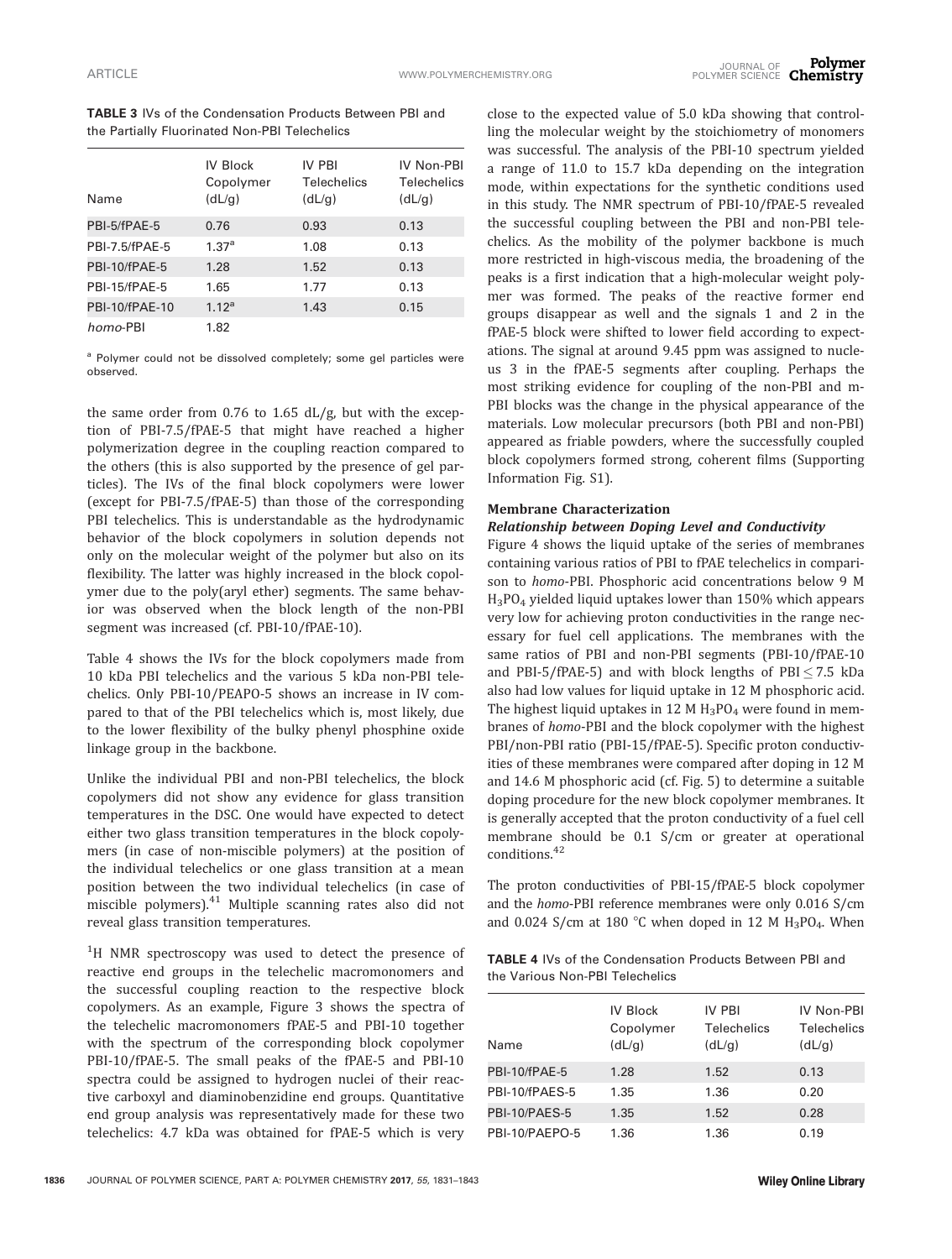**TABLE 3** IVs of the Condensation Products Between PBI and the Partially Fluorinated Non-PBI Telechelics

| Name | IV Block Copolymer (dL/g) | IV PBI Telechelics (dL/g) | IV Non-PBI Telechelics (dL/g) |
|---|---|---|---|
| PBI-5/fPAE-5 | 0.76 | 0.93 | 0.13 |
| PBI-7.5/fPAE-5 | 1.37[a] | 1.08 | 0.13 |
| PBI-10/fPAE-5 | 1.28 | 1.52 | 0.13 |
| PBI-15/fPAE-5 | 1.65 | 1.77 | 0.13 |
| PBI-10/fPAE-10 | 1.12[a] | 1.43 | 0.15 |
| *homo*-PBI | 1.82 | | |

[a] Polymer could not be dissolved completely; some gel particles were observed.

the same order from 0.76 to 1.65 dL/g, but with the exception of PBI-7.5/fPAE-5 that might have reached a higher polymerization degree in the coupling reaction compared to the others (this is also supported by the presence of gel particles). The IVs of the final block copolymers were lower (except for PBI-7.5/fPAE-5) than those of the corresponding PBI telechelics. This is understandable as the hydrodynamic behavior of the block copolymers in solution depends not only on the molecular weight of the polymer but also on its flexibility. The latter was highly increased in the block copolymer due to the poly(aryl ether) segments. The same behavior was observed when the block length of the non-PBI segment was increased (cf. PBI-10/fPAE-10).

Table 4 shows the IVs for the block copolymers made from 10 kDa PBI telechelics and the various 5 kDa non-PBI telechelics. Only PBI-10/PEAPO-5 shows an increase in IV compared to that of the PBI telechelics which is, most likely, due to the lower flexibility of the bulky phenyl phosphine oxide linkage group in the backbone.

Unlike the individual PBI and non-PBI telechelics, the block copolymers did not show any evidence for glass transition temperatures in the DSC. One would have expected to detect either two glass transition temperatures in the block copolymers (in case of non-miscible polymers) at the position of the individual telechelics or one glass transition at a mean position between the two individual telechelics (in case of miscible polymers).[41] Multiple scanning rates also did not reveal glass transition temperatures.

$^1$H NMR spectroscopy was used to detect the presence of reactive end groups in the telechelic macromonomers and the successful coupling reaction to the respective block copolymers. As an example, Figure 3 shows the spectra of the telechelic macromonomers fPAE-5 and PBI-10 together with the spectrum of the corresponding block copolymer PBI-10/fPAE-5. The small peaks of the fPAE-5 and PBI-10 spectra could be assigned to hydrogen nuclei of their reactive carboxyl and diaminobenzidine end groups. Quantitative end group analysis was representatively made for these two telechelics: 4.7 kDa was obtained for fPAE-5 which is very close to the expected value of 5.0 kDa showing that controlling the molecular weight by the stoichiometry of monomers was successful. The analysis of the PBI-10 spectrum yielded a range of 11.0 to 15.7 kDa depending on the integration mode, within expectations for the synthetic conditions used in this study. The NMR spectrum of PBI-10/fPAE-5 revealed the successful coupling between the PBI and non-PBI telechelics. As the mobility of the polymer backbone is much more restricted in high-viscous media, the broadening of the peaks is a first indication that a high-molecular weight polymer was formed. The peaks of the reactive former end groups disappear as well and the signals 1 and 2 in the fPAE-5 block were shifted to lower field according to expectations. The signal at around 9.45 ppm was assigned to nucleus 3 in the fPAE-5 segments after coupling. Perhaps the most striking evidence for coupling of the non-PBI and m-PBI blocks was the change in the physical appearance of the materials. Low molecular precursors (both PBI and non-PBI) appeared as friable powders, where the successfully coupled block copolymers formed strong, coherent films (Supporting Information Fig. S1).

## Membrane Characterization

### *Relationship between Doping Level and Conductivity*

Figure 4 shows the liquid uptake of the series of membranes containing various ratios of PBI to fPAE telechelics in comparison to *homo*-PBI. Phosphoric acid concentrations below 9 M $H_3PO_4$ yielded liquid uptakes lower than 150% which appears very low for achieving proton conductivities in the range necessary for fuel cell applications. The membranes with the same ratios of PBI and non-PBI segments (PBI-10/fPAE-10 and PBI-5/fPAE-5) and with block lengths of PBI $\leq$ 7.5 kDa also had low values for liquid uptake in 12 M phosphoric acid. The highest liquid uptakes in 12 M $H_3PO_4$ were found in membranes of *homo*-PBI and the block copolymer with the highest PBI/non-PBI ratio (PBI-15/fPAE-5). Specific proton conductivities of these membranes were compared after doping in 12 M and 14.6 M phosphoric acid (cf. Fig. 5) to determine a suitable doping procedure for the new block copolymer membranes. It is generally accepted that the proton conductivity of a fuel cell membrane should be 0.1 S/cm or greater at operational conditions.[42]

The proton conductivities of PBI-15/fPAE-5 block copolymer and the *homo*-PBI reference membranes were only 0.016 S/cm and 0.024 S/cm at 180 °C when doped in 12 M $H_3PO_4$. When

**TABLE 4** IVs of the Condensation Products Between PBI and the Various Non-PBI Telechelics

| Name | IV Block Copolymer (dL/g) | IV PBI Telechelics (dL/g) | IV Non-PBI Telechelics (dL/g) |
|---|---|---|---|
| PBI-10/fPAE-5 | 1.28 | 1.52 | 0.13 |
| PBI-10/fPAES-5 | 1.35 | 1.36 | 0.20 |
| PBI-10/PAES-5 | 1.35 | 1.52 | 0.28 |
| PBI-10/PAEPO-5 | 1.36 | 1.36 | 0.19 |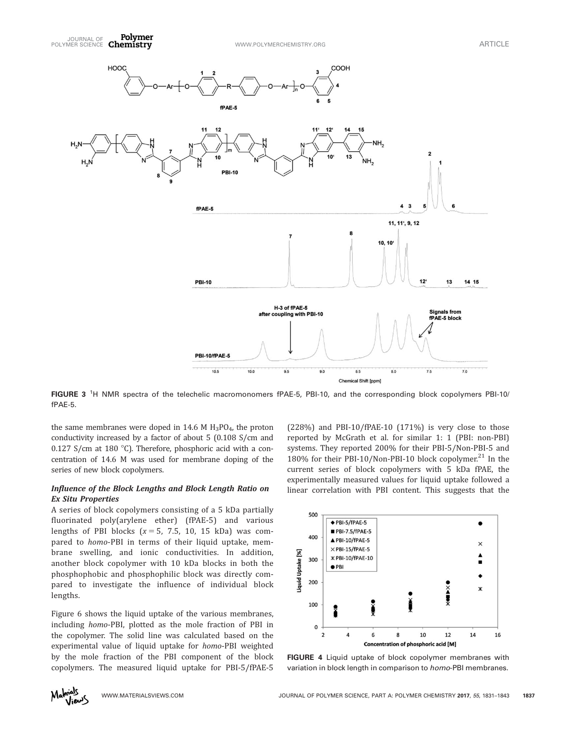FIGURE 3 $^1$H NMR spectra of the telechelic macromonomers fPAE-5, PBI-10, and the corresponding block copolymers PBI-10/fPAE-5.

the same membranes were doped in 14.6 M $H_3PO_4$, the proton conductivity increased by a factor of about 5 (0.108 S/cm and 0.127 S/cm at 180 °C). Therefore, phosphoric acid with a concentration of 14.6 M was used for membrane doping of the series of new block copolymers.

### *Influence of the Block Lengths and Block Length Ratio on Ex Situ Properties*

A series of block copolymers consisting of a 5 kDa partially fluorinated poly(arylene ether) (fPAE-5) and various lengths of PBI blocks ($x = 5$, 7.5, 10, 15 kDa) was compared to *homo*-PBI in terms of their liquid uptake, membrane swelling, and ionic conductivities. In addition, another block copolymer with 10 kDa blocks in both the phosphophobic and phosphophilic block was directly compared to investigate the influence of individual block lengths.

Figure 6 shows the liquid uptake of the various membranes, including *homo*-PBI, plotted as the mole fraction of PBI in the copolymer. The solid line was calculated based on the experimental value of liquid uptake for *homo*-PBI weighted by the mole fraction of the PBI component of the block copolymers. The measured liquid uptake for PBI-5/fPAE-5 (228%) and PBI-10/fPAE-10 (171%) is very close to those reported by McGrath et al. for similar 1: 1 (PBI: non-PBI) systems. They reported 200% for their PBI-5/Non-PBI-5 and 180% for their PBI-10/Non-PBI-10 block copolymer.[21] In the current series of block copolymers with 5 kDa fPAE, the experimentally measured values for liquid uptake followed a linear correlation with PBI content. This suggests that the

FIGURE 4 Liquid uptake of block copolymer membranes with variation in block length in comparison to *homo*-PBI membranes.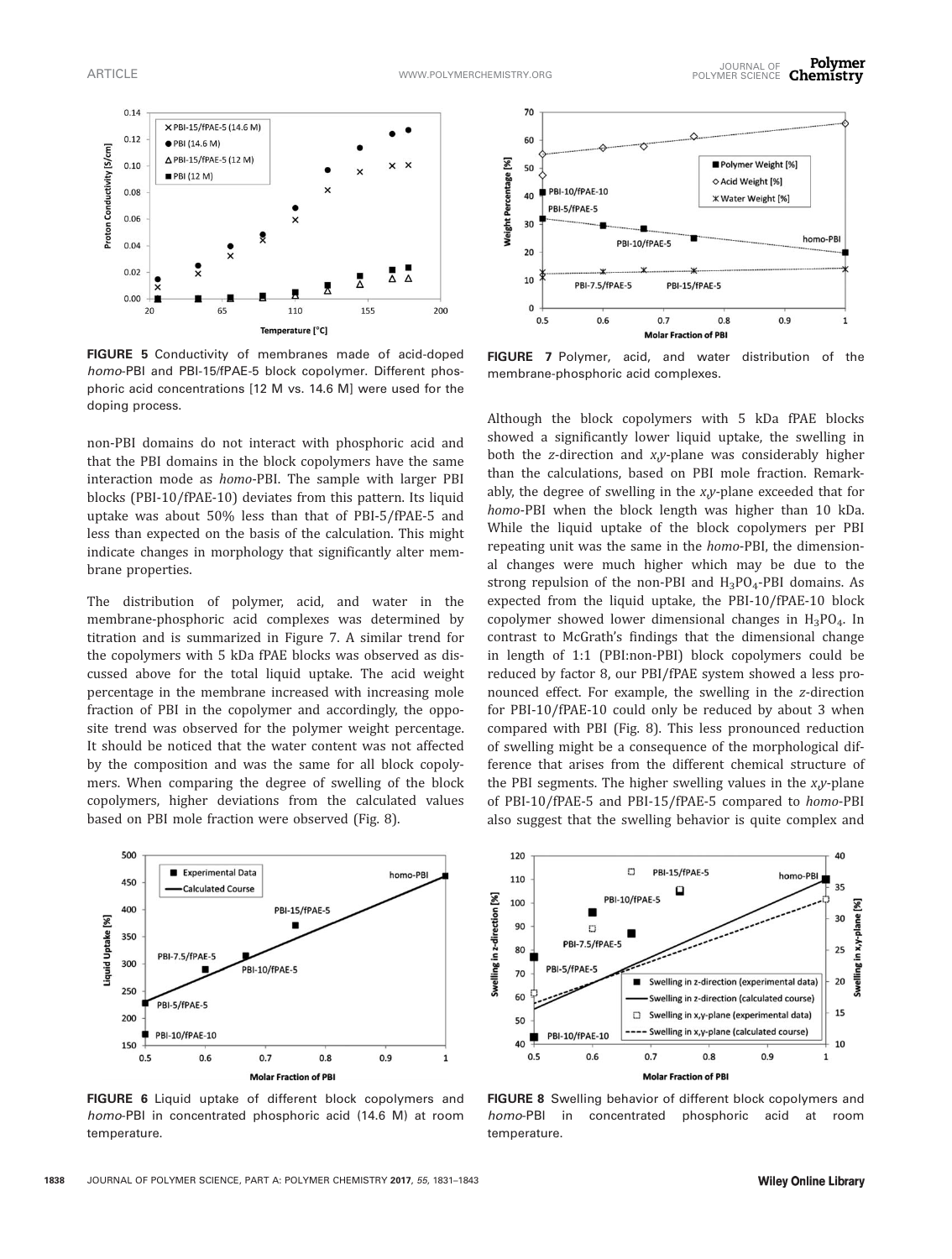non-PBI domains do not interact with phosphoric acid and that the PBI domains in the block copolymers have the same interaction mode as *homo*-PBI. The sample with larger PBI blocks (PBI-10/fPAE-10) deviates from this pattern. Its liquid uptake was about 50% less than that of PBI-5/fPAE-5 and less than expected on the basis of the calculation. This might indicate changes in morphology that significantly alter membrane properties.

The distribution of polymer, acid, and water in the membrane-phosphoric acid complexes was determined by titration and is summarized in Figure 7. A similar trend for the copolymers with 5 kDa fPAE blocks was observed as discussed above for the total liquid uptake. The acid weight percentage in the membrane increased with increasing mole fraction of PBI in the copolymer and accordingly, the opposite trend was observed for the polymer weight percentage. It should be noticed that the water content was not affected by the composition and was the same for all block copolymers. When comparing the degree of swelling of the block copolymers, higher deviations from the calculated values based on PBI mole fraction were observed (Fig. 8).

Although the block copolymers with 5 kDa fPAE blocks showed a significantly lower liquid uptake, the swelling in both the *z*-direction and *x,y*-plane was considerably higher than the calculations, based on PBI mole fraction. Remarkably, the degree of swelling in the *x,y*-plane exceeded that for *homo*-PBI when the block length was higher than 10 kDa. While the liquid uptake of the block copolymers per PBI repeating unit was the same in the *homo*-PBI, the dimensional changes were much higher which may be due to the strong repulsion of the non-PBI and $H_3PO_4$-PBI domains. As expected from the liquid uptake, the PBI-10/fPAE-10 block copolymer showed lower dimensional changes in $H_3PO_4$. In contrast to McGrath's findings that the dimensional change in length of 1:1 (PBI:non-PBI) block copolymers could be reduced by factor 8, our PBI/fPAE system showed a less pronounced effect. For example, the swelling in the *z*-direction for PBI-10/fPAE-10 could only be reduced by about 3 when compared with PBI (Fig. 8). This less pronounced reduction of swelling might be a consequence of the morphological difference that arises from the different chemical structure of the PBI segments. The higher swelling values in the *x,y*-plane of PBI-10/fPAE-5 and PBI-15/fPAE-5 compared to *homo*-PBI also suggest that the swelling behavior is quite complex and

**FIGURE 5** Conductivity of membranes made of acid-doped *homo*-PBI and PBI-15/fPAE-5 block copolymer. Different phosphoric acid concentrations [12 M vs. 14.6 M] were used for the doping process.

**FIGURE 7** Polymer, acid, and water distribution of the membrane-phosphoric acid complexes.

**FIGURE 6** Liquid uptake of different block copolymers and *homo*-PBI in concentrated phosphoric acid (14.6 M) at room temperature.

**FIGURE 8** Swelling behavior of different block copolymers and *homo*-PBI in concentrated phosphoric acid at room temperature.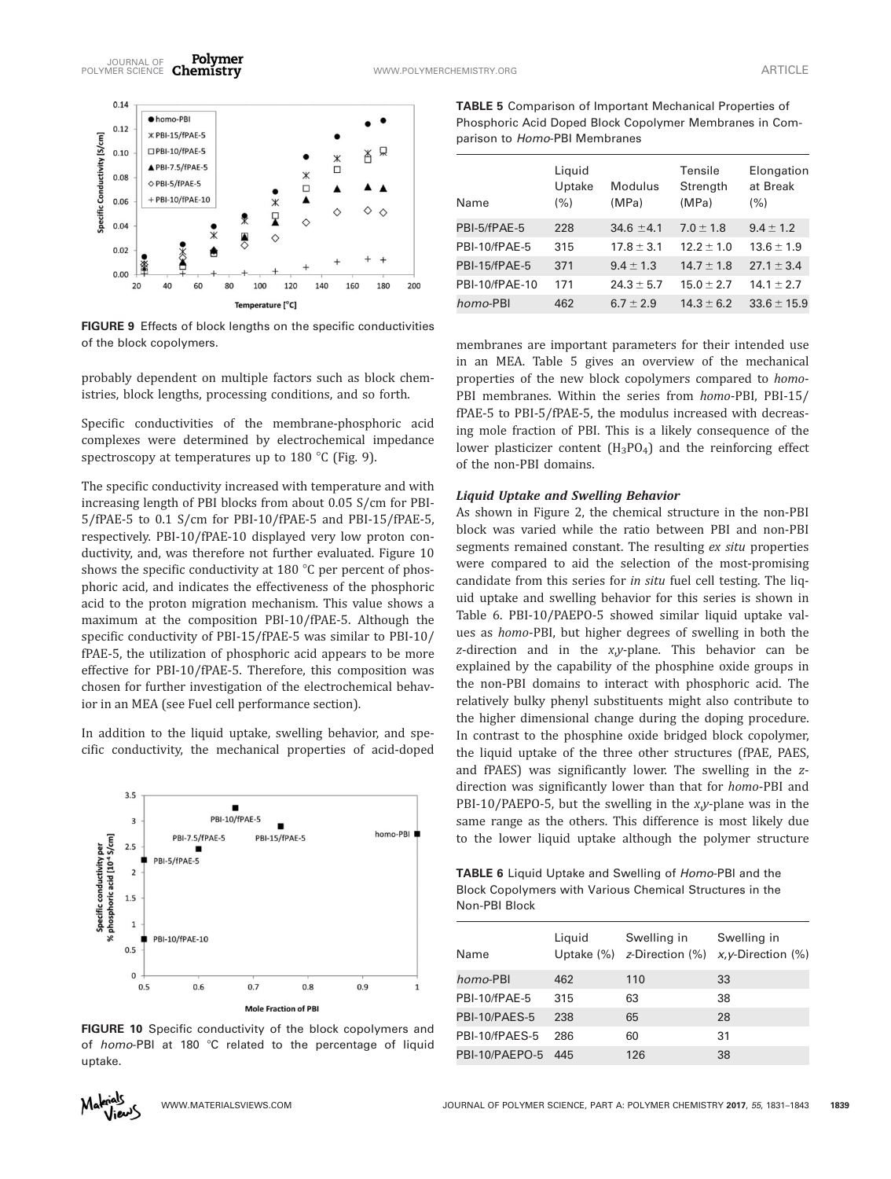FIGURE 9 Effects of block lengths on the specific conductivities of the block copolymers.

probably dependent on multiple factors such as block chemistries, block lengths, processing conditions, and so forth.

Specific conductivities of the membrane-phosphoric acid complexes were determined by electrochemical impedance spectroscopy at temperatures up to 180 °C (Fig. 9).

The specific conductivity increased with temperature and with increasing length of PBI blocks from about 0.05 S/cm for PBI-5/fPAE-5 to 0.1 S/cm for PBI-10/fPAE-5 and PBI-15/fPAE-5, respectively. PBI-10/fPAE-10 displayed very low proton conductivity, and, was therefore not further evaluated. Figure 10 shows the specific conductivity at 180 °C per percent of phosphoric acid, and indicates the effectiveness of the phosphoric acid to the proton migration mechanism. This value shows a maximum at the composition PBI-10/fPAE-5. Although the specific conductivity of PBI-15/fPAE-5 was similar to PBI-10/fPAE-5, the utilization of phosphoric acid appears to be more effective for PBI-10/fPAE-5. Therefore, this composition was chosen for further investigation of the electrochemical behavior in an MEA (see Fuel cell performance section).

In addition to the liquid uptake, swelling behavior, and specific conductivity, the mechanical properties of acid-doped membranes are important parameters for their intended use in an MEA. Table 5 gives an overview of the mechanical properties of the new block copolymers compared to *homo*-PBI membranes. Within the series from *homo*-PBI, PBI-15/fPAE-5 to PBI-5/fPAE-5, the modulus increased with decreasing mole fraction of PBI. This is a likely consequence of the lower plasticizer content ($H_3PO_4$) and the reinforcing effect of the non-PBI domains.

FIGURE 10 Specific conductivity of the block copolymers and of *homo*-PBI at 180 °C related to the percentage of liquid uptake.

**TABLE 5** Comparison of Important Mechanical Properties of Phosphoric Acid Doped Block Copolymer Membranes in Comparison to *Homo*-PBI Membranes

| Name | Liquid Uptake (%) | Modulus (MPa) | Tensile Strength (MPa) | Elongation at Break (%) |
|---|---|---|---|---|
| PBI-5/fPAE-5 | 228 | 34.6 ±4.1 | 7.0 ± 1.8 | 9.4 ± 1.2 |
| PBI-10/fPAE-5 | 315 | 17.8 ± 3.1 | 12.2 ± 1.0 | 13.6 ± 1.9 |
| PBI-15/fPAE-5 | 371 | 9.4 ± 1.3 | 14.7 ± 1.8 | 27.1 ± 3.4 |
| PBI-10/fPAE-10 | 171 | 24.3 ± 5.7 | 15.0 ± 2.7 | 14.1 ± 2.7 |
| *homo*-PBI | 462 | 6.7 ± 2.9 | 14.3 ± 6.2 | 33.6 ± 15.9 |

### *Liquid Uptake and Swelling Behavior*

As shown in Figure 2, the chemical structure in the non-PBI block was varied while the ratio between PBI and non-PBI segments remained constant. The resulting *ex situ* properties were compared to aid the selection of the most-promising candidate from this series for *in situ* fuel cell testing. The liquid uptake and swelling behavior for this series is shown in Table 6. PBI-10/PAEPO-5 showed similar liquid uptake values as *homo*-PBI, but higher degrees of swelling in both the *z*-direction and in the *x,y*-plane. This behavior can be explained by the capability of the phosphine oxide groups in the non-PBI domains to interact with phosphoric acid. The relatively bulky phenyl substituents might also contribute to the higher dimensional change during the doping procedure. In contrast to the phosphine oxide bridged block copolymer, the liquid uptake of the three other structures (fPAE, PAES, and fPAES) was significantly lower. The swelling in the *z*-direction was significantly lower than that for *homo*-PBI and PBI-10/PAEPO-5, but the swelling in the *x,y*-plane was in the same range as the others. This difference is most likely due to the lower liquid uptake although the polymer structure

**TABLE 6** Liquid Uptake and Swelling of *Homo*-PBI and the Block Copolymers with Various Chemical Structures in the Non-PBI Block

| Name | Liquid Uptake (%) | Swelling in *z*-Direction (%) | Swelling in *x,y*-Direction (%) |
|---|---|---|---|
| *homo*-PBI | 462 | 110 | 33 |
| PBI-10/fPAE-5 | 315 | 63 | 38 |
| PBI-10/PAES-5 | 238 | 65 | 28 |
| PBI-10/fPAES-5 | 286 | 60 | 31 |
| PBI-10/PAEPO-5 | 445 | 126 | 38 |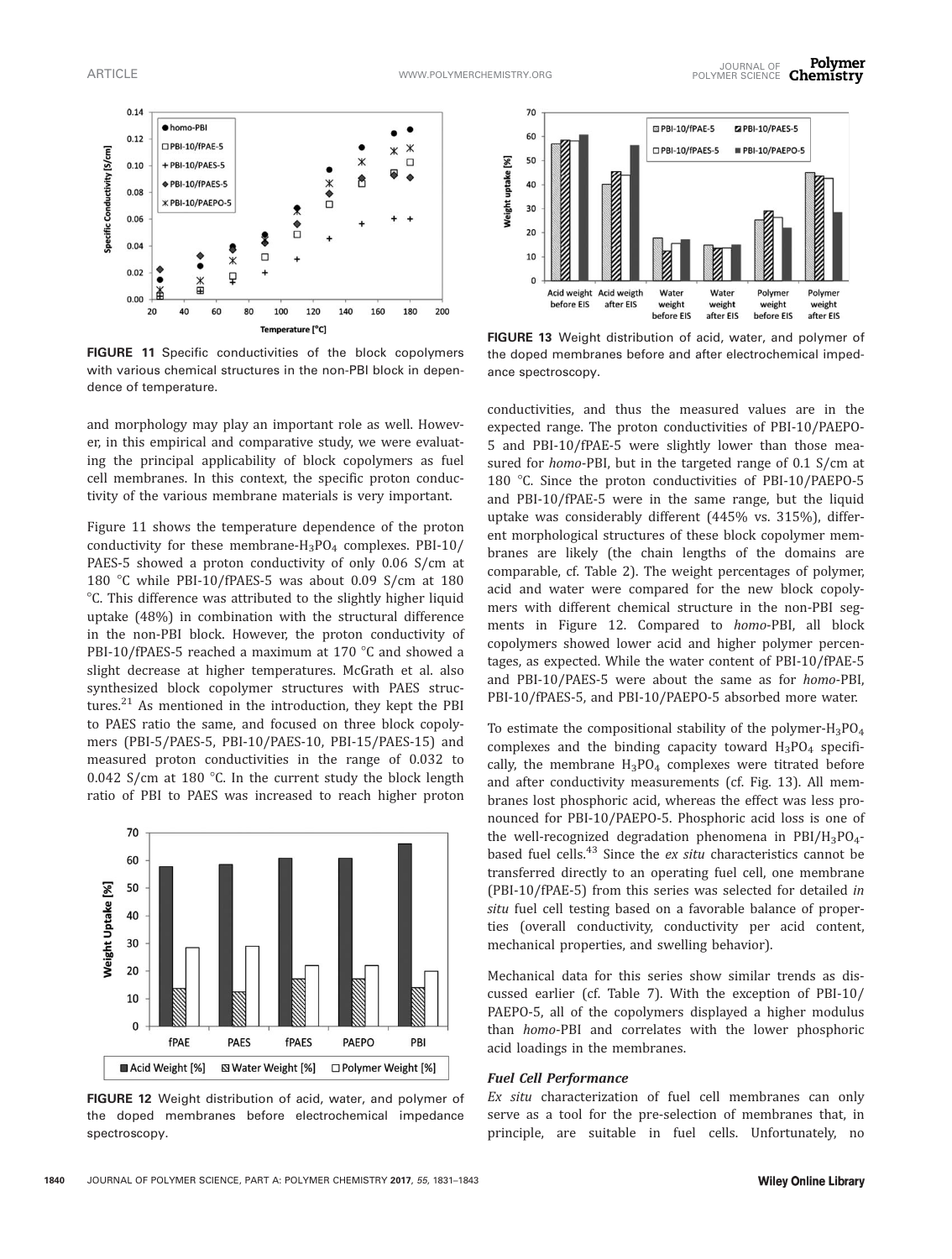FIGURE 11 Specific conductivities of the block copolymers with various chemical structures in the non-PBI block in dependence of temperature.

and morphology may play an important role as well. However, in this empirical and comparative study, we were evaluating the principal applicability of block copolymers as fuel cell membranes. In this context, the specific proton conductivity of the various membrane materials is very important.

Figure 11 shows the temperature dependence of the proton conductivity for these membrane-$H_3PO_4$ complexes. PBI-10/PAES-5 showed a proton conductivity of only 0.06 S/cm at 180 °C while PBI-10/fPAES-5 was about 0.09 S/cm at 180 °C. This difference was attributed to the slightly higher liquid uptake (48%) in combination with the structural difference in the non-PBI block. However, the proton conductivity of PBI-10/fPAES-5 reached a maximum at 170 °C and showed a slight decrease at higher temperatures. McGrath et al. also synthesized block copolymer structures with PAES structures.[21] As mentioned in the introduction, they kept the PBI to PAES ratio the same, and focused on three block copolymers (PBI-5/PAES-5, PBI-10/PAES-10, PBI-15/PAES-15) and measured proton conductivities in the range of 0.032 to 0.042 S/cm at 180 °C. In the current study the block length ratio of PBI to PAES was increased to reach higher proton conductivities, and thus the measured values are in the expected range. The proton conductivities of PBI-10/PAEPO-5 and PBI-10/fPAE-5 were slightly lower than those measured for *homo*-PBI, but in the targeted range of 0.1 S/cm at 180 °C. Since the proton conductivities of PBI-10/PAEPO-5 and PBI-10/fPAE-5 were in the same range, but the liquid uptake was considerably different (445% vs. 315%), different morphological structures of these block copolymer membranes are likely (the chain lengths of the domains are comparable, cf. Table 2). The weight percentages of polymer, acid and water were compared for the new block copolymers with different chemical structure in the non-PBI segments in Figure 12. Compared to *homo*-PBI, all block copolymers showed lower acid and higher polymer percentages, as expected. While the water content of PBI-10/fPAE-5 and PBI-10/PAES-5 were about the same as for *homo*-PBI, PBI-10/fPAES-5, and PBI-10/PAEPO-5 absorbed more water.

FIGURE 12 Weight distribution of acid, water, and polymer of the doped membranes before electrochemical impedance spectroscopy.

FIGURE 13 Weight distribution of acid, water, and polymer of the doped membranes before and after electrochemical impedance spectroscopy.

To estimate the compositional stability of the polymer-$H_3PO_4$ complexes and the binding capacity toward $H_3PO_4$ specifically, the membrane $H_3PO_4$ complexes were titrated before and after conductivity measurements (cf. Fig. 13). All membranes lost phosphoric acid, whereas the effect was less pronounced for PBI-10/PAEPO-5. Phosphoric acid loss is one of the well-recognized degradation phenomena in PBI/$H_3PO_4$-based fuel cells.[43] Since the *ex situ* characteristics cannot be transferred directly to an operating fuel cell, one membrane (PBI-10/fPAE-5) from this series was selected for detailed *in situ* fuel cell testing based on a favorable balance of properties (overall conductivity, conductivity per acid content, mechanical properties, and swelling behavior).

Mechanical data for this series show similar trends as discussed earlier (cf. Table 7). With the exception of PBI-10/PAEPO-5, all of the copolymers displayed a higher modulus than *homo*-PBI and correlates with the lower phosphoric acid loadings in the membranes.

### Fuel Cell Performance

*Ex situ* characterization of fuel cell membranes can only serve as a tool for the pre-selection of membranes that, in principle, are suitable in fuel cells. Unfortunately, no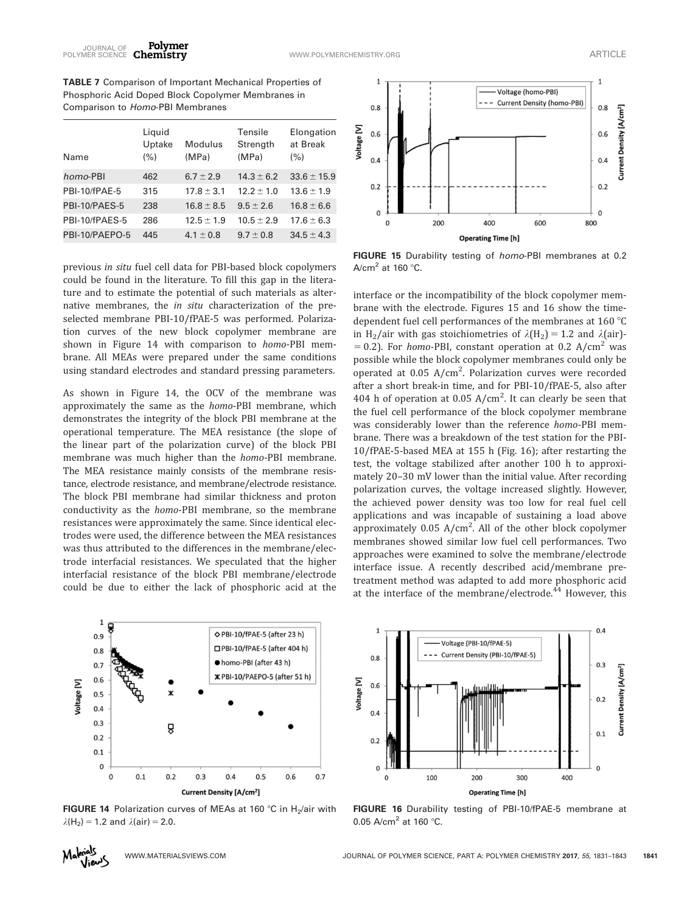**TABLE 7** Comparison of Important Mechanical Properties of Phosphoric Acid Doped Block Copolymer Membranes in Comparison to *Homo*-PBI Membranes

| Name | Liquid Uptake (%) | Modulus (MPa) | Tensile Strength (MPa) | Elongation at Break (%) |
|---|---|---|---|---|
| *homo*-PBI | 462 | 6.7 ± 2.9 | 14.3 ± 6.2 | 33.6 ± 15.9 |
| PBI-10/fPAE-5 | 315 | 17.8 ± 3.1 | 12.2 ± 1.0 | 13.6 ± 1.9 |
| PBI-10/PAES-5 | 238 | 16.8 ± 8.5 | 9.5 ± 2.6 | 16.8 ± 6.6 |
| PBI-10/fPAES-5 | 286 | 12.5 ± 1.9 | 10.5 ± 2.9 | 17.6 ± 6.3 |
| PBI-10/PAEPO-5 | 445 | 4.1 ± 0.8 | 9.7 ± 0.8 | 34.5 ± 4.3 |

previous *in situ* fuel cell data for PBI-based block copolymers could be found in the literature. To fill this gap in the literature and to estimate the potential of such materials as alternative membranes, the *in situ* characterization of the preselected membrane PBI-10/fPAE-5 was performed. Polarization curves of the new block copolymer membrane are shown in Figure 14 with comparison to *homo*-PBI membrane. All MEAs were prepared under the same conditions using standard electrodes and standard pressing parameters.

As shown in Figure 14, the OCV of the membrane was approximately the same as the *homo*-PBI membrane, which demonstrates the integrity of the block PBI membrane at the operational temperature. The MEA resistance (the slope of the linear part of the polarization curve) of the block PBI membrane was much higher than the *homo*-PBI membrane. The MEA resistance mainly consists of the membrane resistance, electrode resistance, and membrane/electrode resistance. The block PBI membrane had similar thickness and proton conductivity as the *homo*-PBI membrane, so the membrane resistances were approximately the same. Since identical electrodes were used, the difference between the MEA resistances was thus attributed to the differences in the membrane/electrode interfacial resistances. We speculated that the higher interfacial resistance of the block PBI membrane/electrode could be due to either the lack of phosphoric acid at the interface or the incompatibility of the block copolymer membrane with the electrode. Figures 15 and 16 show the time-dependent fuel cell performances of the membranes at 160 °C in $H_2$/air with gas stoichiometries of $\lambda(H_2) = 1.2$ and $\lambda$(air)-$= 0.2$). For *homo*-PBI, constant operation at 0.2 A/cm$^2$ was possible while the block copolymer membranes could only be operated at 0.05 A/cm$^2$. Polarization curves were recorded after a short break-in time, and for PBI-10/fPAE-5, also after 404 h of operation at 0.05 A/cm$^2$. It can clearly be seen that the fuel cell performance of the block copolymer membrane was considerably lower than the reference *homo*-PBI membrane. There was a breakdown of the test station for the PBI-10/fPAE-5-based MEA at 155 h (Fig. 16); after restarting the test, the voltage stabilized after another 100 h to approximately 20–30 mV lower than the initial value. After recording polarization curves, the voltage increased slightly. However, the achieved power density was too low for real fuel cell applications and was incapable of sustaining a load above approximately 0.05 A/cm$^2$. All of the other block copolymer membranes showed similar low fuel cell performances. Two approaches were examined to solve the membrane/electrode interface issue. A recently described acid/membrane pretreatment method was adapted to add more phosphoric acid at the interface of the membrane/electrode.[44] However, this

**FIGURE 15** Durability testing of *homo*-PBI membranes at 0.2 A/cm$^2$ at 160 °C.

**FIGURE 14** Polarization curves of MEAs at 160 °C in $H_2$/air with $\lambda(H_2) = 1.2$ and $\lambda(\text{air}) = 2.0$.

**FIGURE 16** Durability testing of PBI-10/fPAE-5 membrane at 0.05 A/cm$^2$ at 160 °C.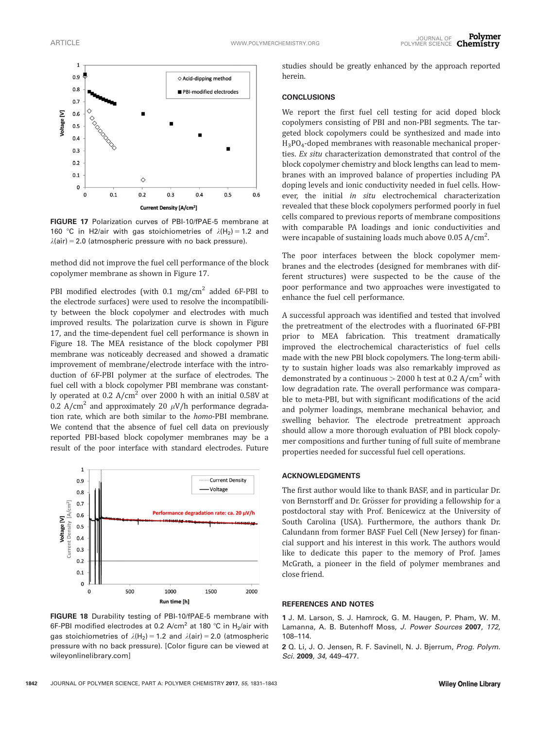FIGURE 17 Polarization curves of PBI-10/fPAE-5 membrane at 160 °C in H2/air with gas stoichiometries of $\lambda(H_2) = 1.2$ and $\lambda(\text{air}) = 2.0$ (atmospheric pressure with no back pressure).

method did not improve the fuel cell performance of the block copolymer membrane as shown in Figure 17.

PBI modified electrodes (with 0.1 mg/cm$^2$ added 6F-PBI to the electrode surfaces) were used to resolve the incompatibility between the block copolymer and electrodes with much improved results. The polarization curve is shown in Figure 17, and the time-dependent fuel cell performance is shown in Figure 18. The MEA resistance of the block copolymer PBI membrane was noticeably decreased and showed a dramatic improvement of membrane/electrode interface with the introduction of 6F-PBI polymer at the surface of electrodes. The fuel cell with a block copolymer PBI membrane was constantly operated at 0.2 A/cm$^2$ over 2000 h with an initial 0.58V at 0.2 A/cm$^2$ and approximately 20 $\mu$V/h performance degradation rate, which are both similar to the *homo*-PBI membrane. We contend that the absence of fuel cell data on previously reported PBI-based block copolymer membranes may be a result of the poor interface with standard electrodes. Future studies should be greatly enhanced by the approach reported herein.

FIGURE 18 Durability testing of PBI-10/fPAE-5 membrane with 6F-PBI modified electrodes at 0.2 A/cm$^2$ at 180 °C in $H_2$/air with gas stoichiometries of $\lambda(H_2) = 1.2$ and $\lambda(\text{air}) = 2.0$ (atmospheric pressure with no back pressure). [Color figure can be viewed at wileyonlinelibrary.com]

## CONCLUSIONS

We report the first fuel cell testing for acid doped block copolymers consisting of PBI and non-PBI segments. The targeted block copolymers could be synthesized and made into $H_3PO_4$-doped membranes with reasonable mechanical properties. *Ex situ* characterization demonstrated that control of the block copolymer chemistry and block lengths can lead to membranes with an improved balance of properties including PA doping levels and ionic conductivity needed in fuel cells. However, the initial *in situ* electrochemical characterization revealed that these block copolymers performed poorly in fuel cells compared to previous reports of membrane compositions with comparable PA loadings and ionic conductivities and were incapable of sustaining loads much above 0.05 A/cm$^2$.

The poor interfaces between the block copolymer membranes and the electrodes (designed for membranes with different structures) were suspected to be the cause of the poor performance and two approaches were investigated to enhance the fuel cell performance.

A successful approach was identified and tested that involved the pretreatment of the electrodes with a fluorinated 6F-PBI prior to MEA fabrication. This treatment dramatically improved the electrochemical characteristics of fuel cells made with the new PBI block copolymers. The long-term ability to sustain higher loads was also remarkably improved as demonstrated by a continuous > 2000 h test at 0.2 A/cm$^2$ with low degradation rate. The overall performance was comparable to meta-PBI, but with significant modifications of the acid and polymer loadings, membrane mechanical behavior, and swelling behavior. The electrode pretreatment approach should allow a more thorough evaluation of PBI block copolymer compositions and further tuning of full suite of membrane properties needed for successful fuel cell operations.

## ACKNOWLEDGMENTS

The first author would like to thank BASF, and in particular Dr. von Bernstorff and Dr. Grösser for providing a fellowship for a postdoctoral stay with Prof. Benicewicz at the University of South Carolina (USA). Furthermore, the authors thank Dr. Calundann from former BASF Fuel Cell (New Jersey) for financial support and his interest in this work. The authors would like to dedicate this paper to the memory of Prof. James McGrath, a pioneer in the field of polymer membranes and close friend.

## REFERENCES AND NOTES

**1** J. M. Larson, S. J. Hamrock, G. M. Haugen, P. Pham, W. M. Lamanna, A. B. Butenhoff Moss, *J. Power Sources* **2007**, *172*, 108–114.

**2** Q. Li, J. O. Jensen, R. F. Savinell, N. J. Bjerrum, *Prog. Polym. Sci.* **2009**, *34*, 449–477.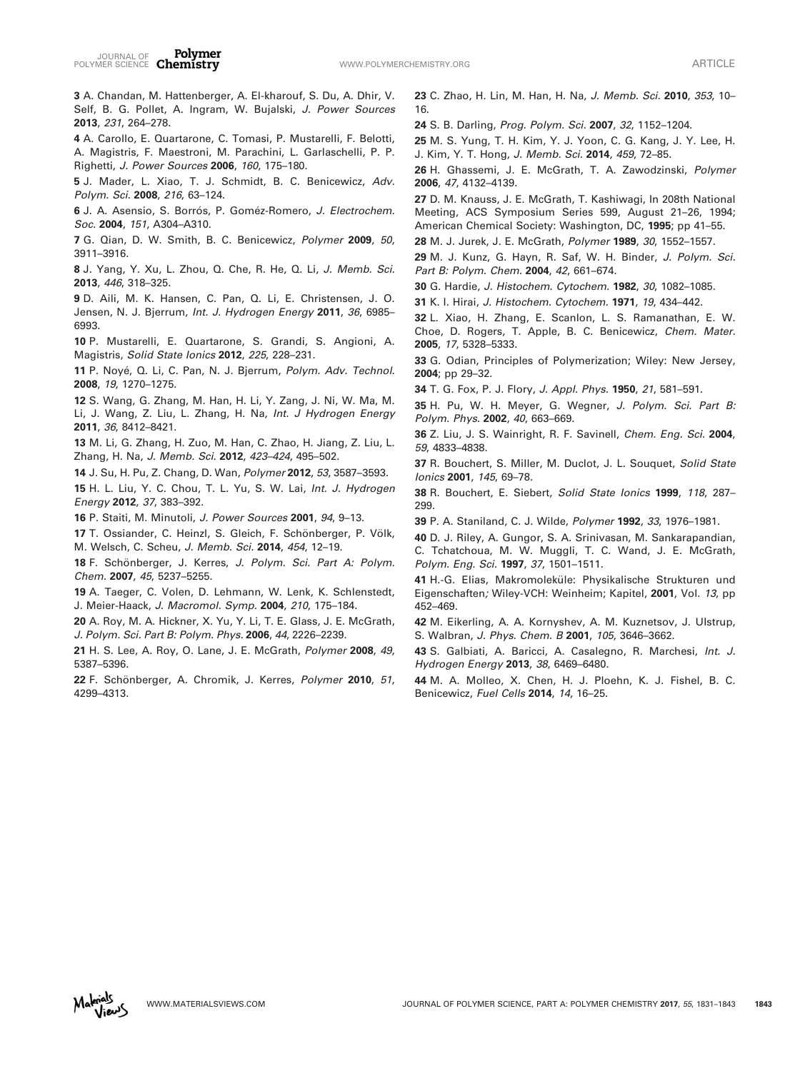3 A. Chandan, M. Hattenberger, A. El-kharouf, S. Du, A. Dhir, V. Self, B. G. Pollet, A. Ingram, W. Bujalski, *J. Power Sources* **2013**, *231*, 264–278.

4 A. Carollo, E. Quartarone, C. Tomasi, P. Mustarelli, F. Belotti, A. Magistris, F. Maestroni, M. Parachini, L. Garlaschelli, P. P. Righetti, *J. Power Sources* **2006**, *160*, 175–180.

5 J. Mader, L. Xiao, T. J. Schmidt, B. C. Benicewicz, *Adv. Polym. Sci.* **2008**, *216*, 63–124.

6 J. A. Asensio, S. Borrós, P. Goméz-Romero, *J. Electrochem. Soc.* **2004**, *151*, A304–A310.

7 G. Qian, D. W. Smith, B. C. Benicewicz, *Polymer* **2009**, *50*, 3911–3916.

8 J. Yang, Y. Xu, L. Zhou, Q. Che, R. He, Q. Li, *J. Memb. Sci.* **2013**, *446*, 318–325.

9 D. Aili, M. K. Hansen, C. Pan, Q. Li, E. Christensen, J. O. Jensen, N. J. Bjerrum, *Int. J. Hydrogen Energy* **2011**, *36*, 6985–6993.

10 P. Mustarelli, E. Quartarone, S. Grandi, S. Angioni, A. Magistris, *Solid State Ionics* **2012**, *225*, 228–231.

11 P. Noyé, Q. Li, C. Pan, N. J. Bjerrum, *Polym. Adv. Technol.* **2008**, *19*, 1270–1275.

12 S. Wang, G. Zhang, M. Han, H. Li, Y. Zang, J. Ni, W. Ma, M. Li, J. Wang, Z. Liu, L. Zhang, H. Na, *Int. J Hydrogen Energy* **2011**, *36*, 8412–8421.

13 M. Li, G. Zhang, H. Zuo, M. Han, C. Zhao, H. Jiang, Z. Liu, L. Zhang, H. Na, *J. Memb. Sci.* **2012**, *423–424*, 495–502.

14 J. Su, H. Pu, Z. Chang, D. Wan, *Polymer* **2012**, *53*, 3587–3593.

15 H. L. Liu, Y. C. Chou, T. L. Yu, S. W. Lai, *Int. J. Hydrogen Energy* **2012**, *37*, 383–392.

16 P. Staiti, M. Minutoli, *J. Power Sources* **2001**, *94*, 9–13.

17 T. Ossiander, C. Heinzl, S. Gleich, F. Schönberger, P. Völk, M. Welsch, C. Scheu, *J. Memb. Sci.* **2014**, *454*, 12–19.

18 F. Schönberger, J. Kerres, *J. Polym. Sci. Part A: Polym. Chem.* **2007**, *45*, 5237–5255.

19 A. Taeger, C. Volen, D. Lehmann, W. Lenk, K. Schlenstedt, J. Meier-Haack, *J. Macromol. Symp.* **2004**, *210*, 175–184.

20 A. Roy, M. A. Hickner, X. Yu, Y. Li, T. E. Glass, J. E. McGrath, *J. Polym. Sci. Part B: Polym. Phys.* **2006**, *44*, 2226–2239.

21 H. S. Lee, A. Roy, O. Lane, J. E. McGrath, *Polymer* **2008**, *49*, 5387–5396.

22 F. Schönberger, A. Chromik, J. Kerres, *Polymer* **2010**, *51*, 4299–4313.

23 C. Zhao, H. Lin, M. Han, H. Na, *J. Memb. Sci.* **2010**, *353*, 10–16.

24 S. B. Darling, *Prog. Polym. Sci.* **2007**, *32*, 1152–1204.

25 M. S. Yung, T. H. Kim, Y. J. Yoon, C. G. Kang, J. Y. Lee, H. J. Kim, Y. T. Hong, *J. Memb. Sci.* **2014**, *459*, 72–85.

26 H. Ghassemi, J. E. McGrath, T. A. Zawodzinski, *Polymer* **2006**, *47*, 4132–4139.

27 D. M. Knauss, J. E. McGrath, T. Kashiwagi, In 208th National Meeting, ACS Symposium Series 599, August 21–26, 1994; American Chemical Society: Washington, DC, **1995**; pp 41–55.

28 M. J. Jurek, J. E. McGrath, *Polymer* **1989**, *30*, 1552–1557.

29 M. J. Kunz, G. Hayn, R. Saf, W. H. Binder, *J. Polym. Sci. Part B: Polym. Chem.* **2004**, *42*, 661–674.

30 G. Hardie, *J. Histochem. Cytochem.* **1982**, *30*, 1082–1085.

31 K. I. Hirai, *J. Histochem. Cytochem.* **1971**, *19*, 434–442.

32 L. Xiao, H. Zhang, E. Scanlon, L. S. Ramanathan, E. W. Choe, D. Rogers, T. Apple, B. C. Benicewicz, *Chem. Mater.* **2005**, *17*, 5328–5333.

33 G. Odian, Principles of Polymerization; Wiley: New Jersey, **2004**; pp 29–32.

34 T. G. Fox, P. J. Flory, *J. Appl. Phys.* **1950**, *21*, 581–591.

35 H. Pu, W. H. Meyer, G. Wegner, *J. Polym. Sci. Part B: Polym. Phys.* **2002**, *40*, 663–669.

36 Z. Liu, J. S. Wainright, R. F. Savinell, *Chem. Eng. Sci.* **2004**, *59*, 4833–4838.

37 R. Bouchert, S. Miller, M. Duclot, J. L. Souquet, *Solid State Ionics* **2001**, *145*, 69–78.

38 R. Bouchert, E. Siebert, *Solid State Ionics* **1999**, *118*, 287–299.

39 P. A. Staniland, C. J. Wilde, *Polymer* **1992**, *33*, 1976–1981.

40 D. J. Riley, A. Gungor, S. A. Srinivasan, M. Sankarapandian, C. Tchatchoua, M. W. Muggli, T. C. Wand, J. E. McGrath, *Polym. Eng. Sci.* **1997**, *37*, 1501–1511.

41 H.-G. Elias, Makromoleküle: Physikalische Strukturen und Eigenschaften*;* Wiley-VCH: Weinheim; Kapitel, **2001**, Vol. *13*, pp 452–469.

42 M. Eikerling, A. A. Kornyshev, A. M. Kuznetsov, J. Ulstrup, S. Walbran, *J. Phys. Chem. B* **2001**, *105*, 3646–3662.

43 S. Galbiati, A. Baricci, A. Casalegno, R. Marchesi, *Int. J. Hydrogen Energy* **2013**, *38*, 6469–6480.

44 M. A. Molleo, X. Chen, H. J. Ploehn, K. J. Fishel, B. C. Benicewicz, *Fuel Cells* **2014**, *14*, 16–25.